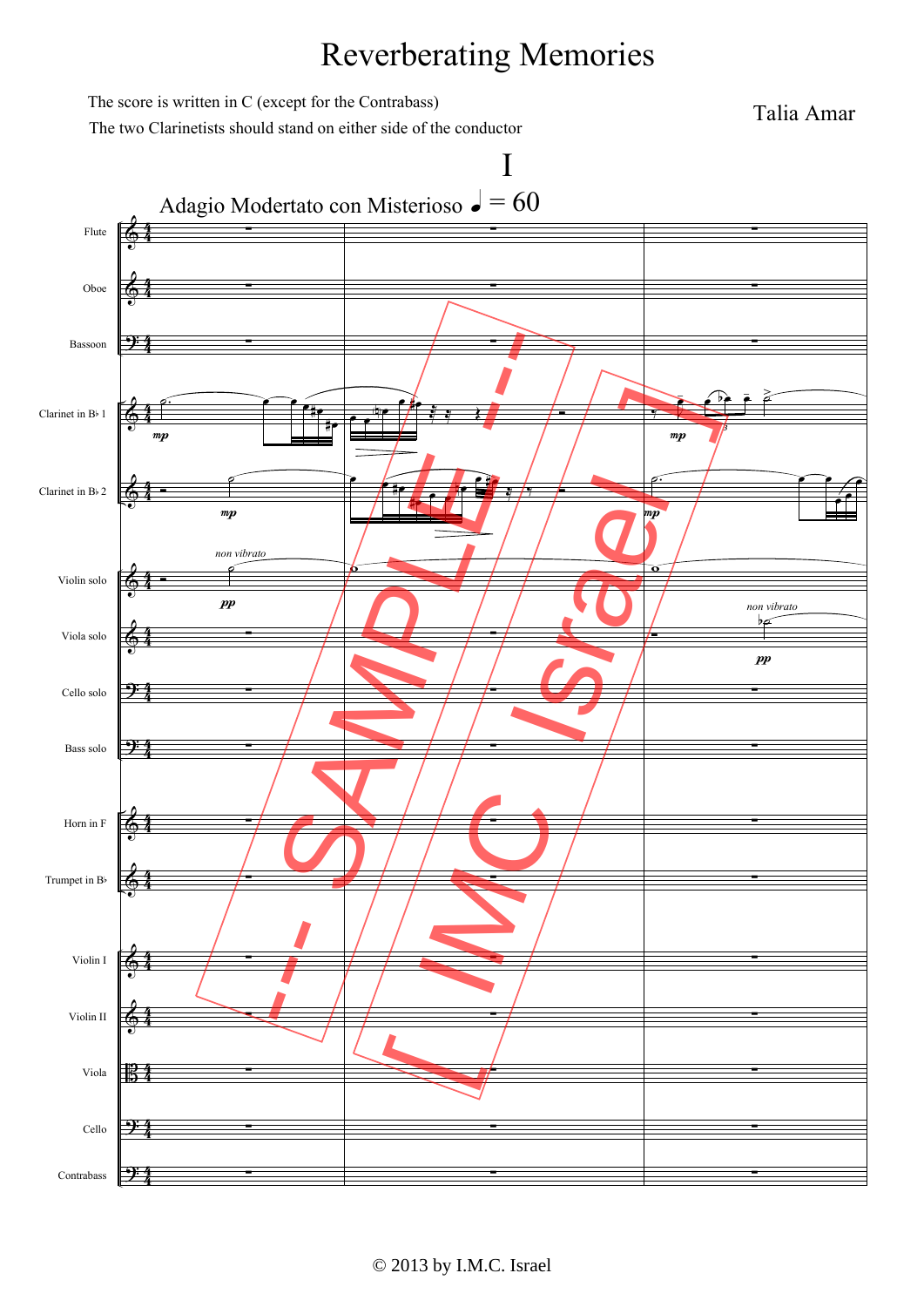# Reverberating Memories

The score is written in C (except for the Contrabass)

The two Clarinetists should stand on either side of the conductor

Talia Amar

## I

Adagio Modertato con Misterioso ♩ = 60

© 2013 by I.M.C. Israel